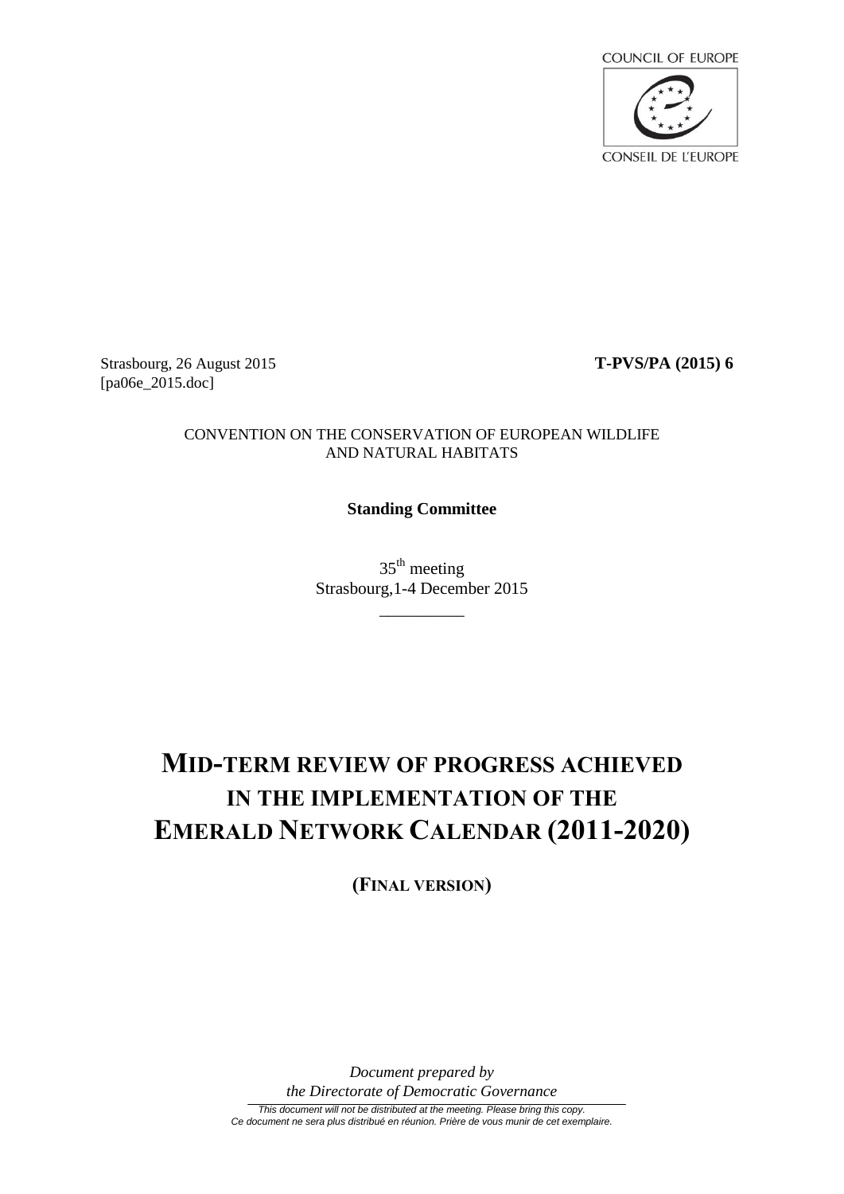COUNCIL OF EUROPE

CONSEIL DE L'EUROPE

Strasbourg, 26 August 2015 **T-PVS/PA (2015) 6**
[pa06e_2015.doc]

CONVENTION ON THE CONSERVATION OF EUROPEAN WILDLIFE AND NATURAL HABITATS

**Standing Committee**

35th meeting
Strasbourg,1-4 December 2015

# MID-TERM REVIEW OF PROGRESS ACHIEVED IN THE IMPLEMENTATION OF THE EMERALD NETWORK CALENDAR (2011-2020)

**(FINAL VERSION)**

*Document prepared by the Directorate of Democratic Governance*

*This document will not be distributed at the meeting. Please bring this copy.*
*Ce document ne sera plus distribué en réunion. Prière de vous munir de cet exemplaire.*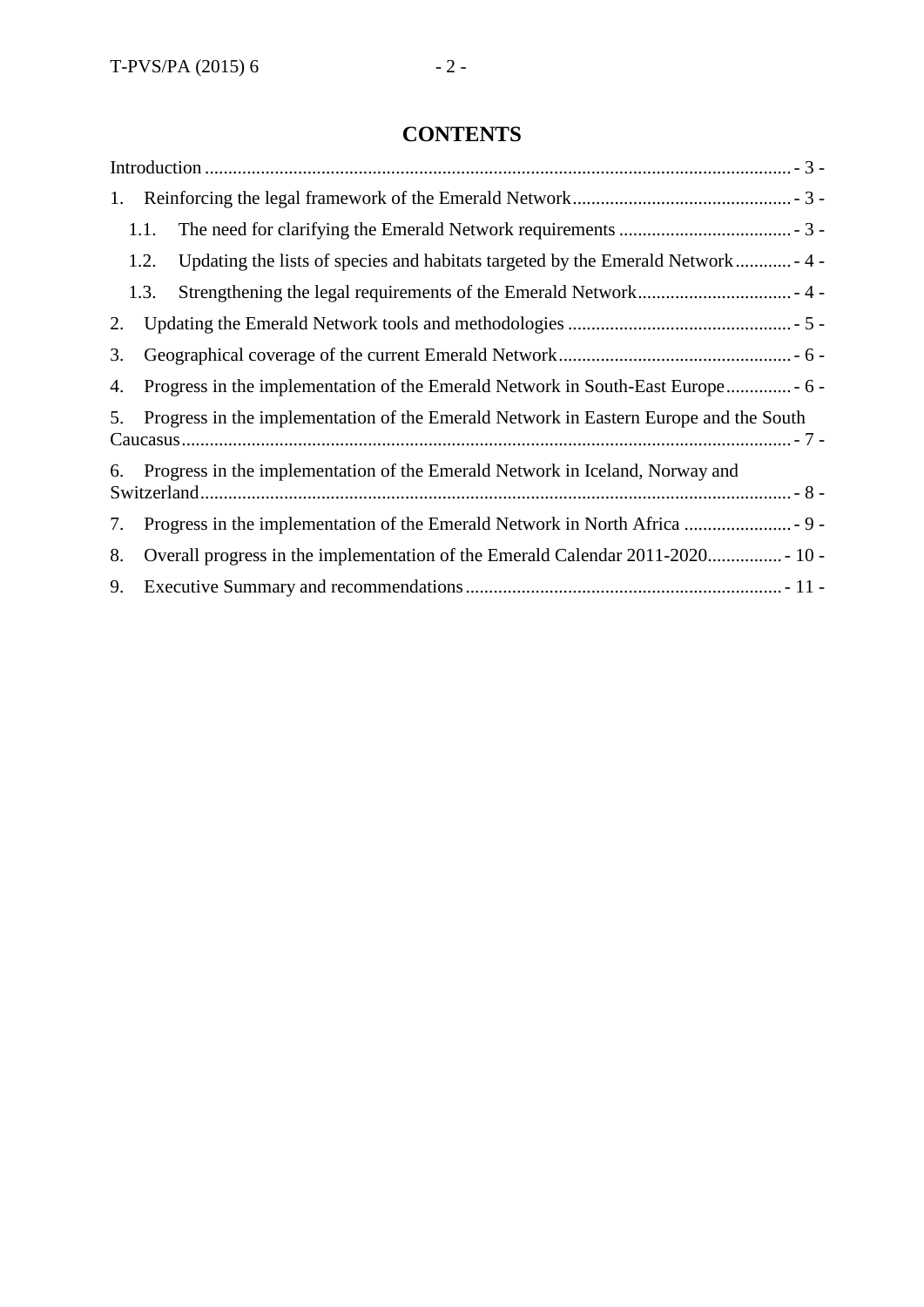# CONTENTS

Introduction ............................................................ - 3 -

1. Reinforcing the legal framework of the Emerald Network ............................................ - 3 -

   1.1. The need for clarifying the Emerald Network requirements .................................... - 3 -

   1.2. Updating the lists of species and habitats targeted by the Emerald Network ........... - 4 -

   1.3. Strengthening the legal requirements of the Emerald Network ................................ - 4 -

2. Updating the Emerald Network tools and methodologies ............................................... - 5 -

3. Geographical coverage of the current Emerald Network ................................................ - 6 -

4. Progress in the implementation of the Emerald Network in South-East Europe ............. - 6 -

5. Progress in the implementation of the Emerald Network in Eastern Europe and the South Caucasus ............................................................ - 7 -

6. Progress in the implementation of the Emerald Network in Iceland, Norway and Switzerland ............................................................ - 8 -

7. Progress in the implementation of the Emerald Network in North Africa ....................... - 9 -

8. Overall progress in the implementation of the Emerald Calendar 2011-2020 ................ - 10 -

9. Executive Summary and recommendations ................................................................... - 11 -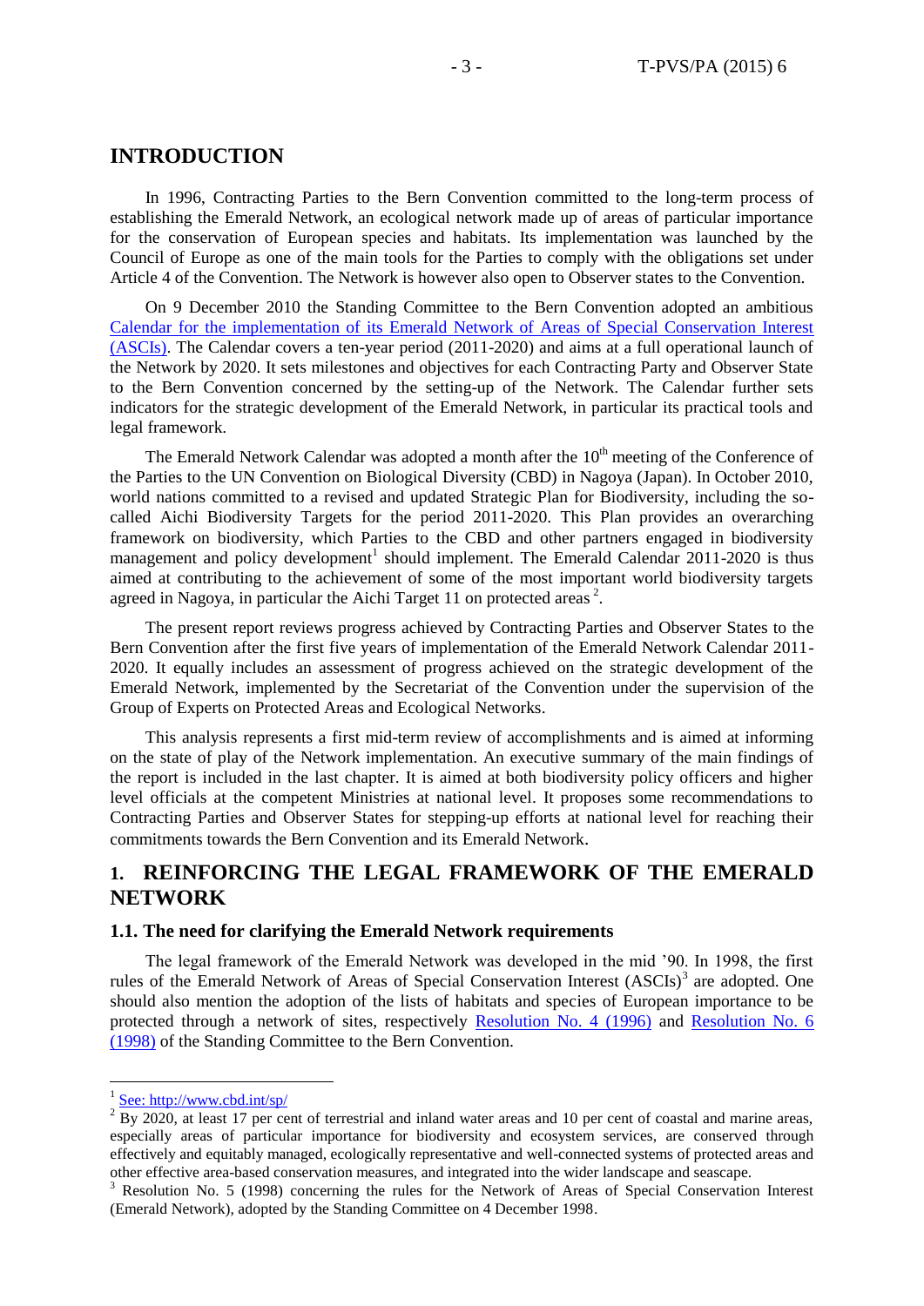# INTRODUCTION

In 1996, Contracting Parties to the Bern Convention committed to the long-term process of establishing the Emerald Network, an ecological network made up of areas of particular importance for the conservation of European species and habitats. Its implementation was launched by the Council of Europe as one of the main tools for the Parties to comply with the obligations set under Article 4 of the Convention. The Network is however also open to Observer states to the Convention.

On 9 December 2010 the Standing Committee to the Bern Convention adopted an ambitious Calendar for the implementation of its Emerald Network of Areas of Special Conservation Interest (ASCIs). The Calendar covers a ten-year period (2011-2020) and aims at a full operational launch of the Network by 2020. It sets milestones and objectives for each Contracting Party and Observer State to the Bern Convention concerned by the setting-up of the Network. The Calendar further sets indicators for the strategic development of the Emerald Network, in particular its practical tools and legal framework.

The Emerald Network Calendar was adopted a month after the 10th meeting of the Conference of the Parties to the UN Convention on Biological Diversity (CBD) in Nagoya (Japan). In October 2010, world nations committed to a revised and updated Strategic Plan for Biodiversity, including the so-called Aichi Biodiversity Targets for the period 2011-2020. This Plan provides an overarching framework on biodiversity, which Parties to the CBD and other partners engaged in biodiversity management and policy development[1] should implement. The Emerald Calendar 2011-2020 is thus aimed at contributing to the achievement of some of the most important world biodiversity targets agreed in Nagoya, in particular the Aichi Target 11 on protected areas[2].

The present report reviews progress achieved by Contracting Parties and Observer States to the Bern Convention after the first five years of implementation of the Emerald Network Calendar 2011-2020. It equally includes an assessment of progress achieved on the strategic development of the Emerald Network, implemented by the Secretariat of the Convention under the supervision of the Group of Experts on Protected Areas and Ecological Networks.

This analysis represents a first mid-term review of accomplishments and is aimed at informing on the state of play of the Network implementation. An executive summary of the main findings of the report is included in the last chapter. It is aimed at both biodiversity policy officers and higher level officials at the competent Ministries at national level. It proposes some recommendations to Contracting Parties and Observer States for stepping-up efforts at national level for reaching their commitments towards the Bern Convention and its Emerald Network.

# 1. REINFORCING THE LEGAL FRAMEWORK OF THE EMERALD NETWORK

## 1.1. The need for clarifying the Emerald Network requirements

The legal framework of the Emerald Network was developed in the mid '90. In 1998, the first rules of the Emerald Network of Areas of Special Conservation Interest (ASCIs)[3] are adopted. One should also mention the adoption of the lists of habitats and species of European importance to be protected through a network of sites, respectively Resolution No. 4 (1996) and Resolution No. 6 (1998) of the Standing Committee to the Bern Convention.

---

[1] See: http://www.cbd.int/sp/

[2] By 2020, at least 17 per cent of terrestrial and inland water areas and 10 per cent of coastal and marine areas, especially areas of particular importance for biodiversity and ecosystem services, are conserved through effectively and equitably managed, ecologically representative and well-connected systems of protected areas and other effective area-based conservation measures, and integrated into the wider landscape and seascape.

[3] Resolution No. 5 (1998) concerning the rules for the Network of Areas of Special Conservation Interest (Emerald Network), adopted by the Standing Committee on 4 December 1998.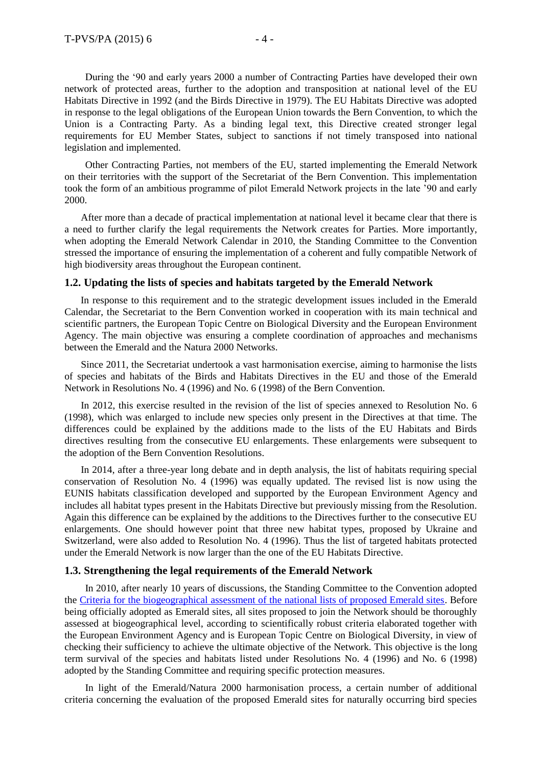During the '90 and early years 2000 a number of Contracting Parties have developed their own network of protected areas, further to the adoption and transposition at national level of the EU Habitats Directive in 1992 (and the Birds Directive in 1979). The EU Habitats Directive was adopted in response to the legal obligations of the European Union towards the Bern Convention, to which the Union is a Contracting Party. As a binding legal text, this Directive created stronger legal requirements for EU Member States, subject to sanctions if not timely transposed into national legislation and implemented.

Other Contracting Parties, not members of the EU, started implementing the Emerald Network on their territories with the support of the Secretariat of the Bern Convention. This implementation took the form of an ambitious programme of pilot Emerald Network projects in the late '90 and early 2000.

After more than a decade of practical implementation at national level it became clear that there is a need to further clarify the legal requirements the Network creates for Parties. More importantly, when adopting the Emerald Network Calendar in 2010, the Standing Committee to the Convention stressed the importance of ensuring the implementation of a coherent and fully compatible Network of high biodiversity areas throughout the European continent.

### 1.2. Updating the lists of species and habitats targeted by the Emerald Network

In response to this requirement and to the strategic development issues included in the Emerald Calendar, the Secretariat to the Bern Convention worked in cooperation with its main technical and scientific partners, the European Topic Centre on Biological Diversity and the European Environment Agency. The main objective was ensuring a complete coordination of approaches and mechanisms between the Emerald and the Natura 2000 Networks.

Since 2011, the Secretariat undertook a vast harmonisation exercise, aiming to harmonise the lists of species and habitats of the Birds and Habitats Directives in the EU and those of the Emerald Network in Resolutions No. 4 (1996) and No. 6 (1998) of the Bern Convention.

In 2012, this exercise resulted in the revision of the list of species annexed to Resolution No. 6 (1998), which was enlarged to include new species only present in the Directives at that time. The differences could be explained by the additions made to the lists of the EU Habitats and Birds directives resulting from the consecutive EU enlargements. These enlargements were subsequent to the adoption of the Bern Convention Resolutions.

In 2014, after a three-year long debate and in depth analysis, the list of habitats requiring special conservation of Resolution No. 4 (1996) was equally updated. The revised list is now using the EUNIS habitats classification developed and supported by the European Environment Agency and includes all habitat types present in the Habitats Directive but previously missing from the Resolution. Again this difference can be explained by the additions to the Directives further to the consecutive EU enlargements. One should however point that three new habitat types, proposed by Ukraine and Switzerland, were also added to Resolution No. 4 (1996). Thus the list of targeted habitats protected under the Emerald Network is now larger than the one of the EU Habitats Directive.

### 1.3. Strengthening the legal requirements of the Emerald Network

In 2010, after nearly 10 years of discussions, the Standing Committee to the Convention adopted the Criteria for the biogeographical assessment of the national lists of proposed Emerald sites. Before being officially adopted as Emerald sites, all sites proposed to join the Network should be thoroughly assessed at biogeographical level, according to scientifically robust criteria elaborated together with the European Environment Agency and is European Topic Centre on Biological Diversity, in view of checking their sufficiency to achieve the ultimate objective of the Network. This objective is the long term survival of the species and habitats listed under Resolutions No. 4 (1996) and No. 6 (1998) adopted by the Standing Committee and requiring specific protection measures.

In light of the Emerald/Natura 2000 harmonisation process, a certain number of additional criteria concerning the evaluation of the proposed Emerald sites for naturally occurring bird species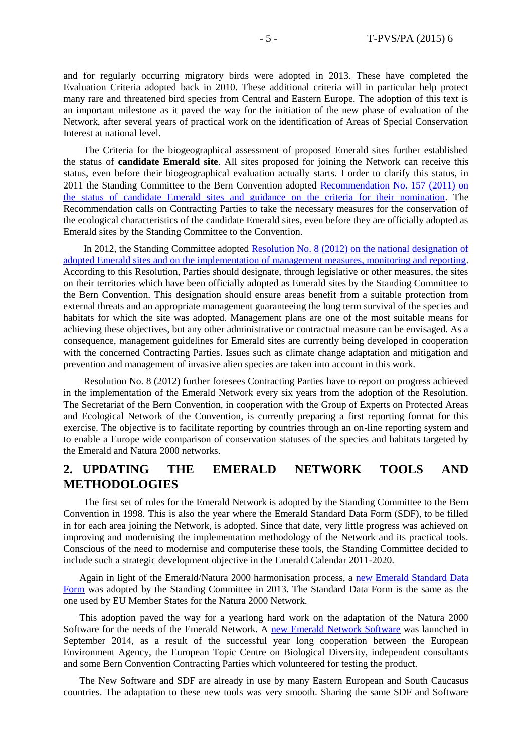and for regularly occurring migratory birds were adopted in 2013. These have completed the Evaluation Criteria adopted back in 2010. These additional criteria will in particular help protect many rare and threatened bird species from Central and Eastern Europe. The adoption of this text is an important milestone as it paved the way for the initiation of the new phase of evaluation of the Network, after several years of practical work on the identification of Areas of Special Conservation Interest at national level.

The Criteria for the biogeographical assessment of proposed Emerald sites further established the status of **candidate Emerald site**. All sites proposed for joining the Network can receive this status, even before their biogeographical evaluation actually starts. I order to clarify this status, in 2011 the Standing Committee to the Bern Convention adopted [Recommendation No. 157 (2011) on the status of candidate Emerald sites and guidance on the criteria for their nomination](). The Recommendation calls on Contracting Parties to take the necessary measures for the conservation of the ecological characteristics of the candidate Emerald sites, even before they are officially adopted as Emerald sites by the Standing Committee to the Convention.

In 2012, the Standing Committee adopted [Resolution No. 8 (2012) on the national designation of adopted Emerald sites and on the implementation of management measures, monitoring and reporting](). According to this Resolution, Parties should designate, through legislative or other measures, the sites on their territories which have been officially adopted as Emerald sites by the Standing Committee to the Bern Convention. This designation should ensure areas benefit from a suitable protection from external threats and an appropriate management guaranteeing the long term survival of the species and habitats for which the site was adopted. Management plans are one of the most suitable means for achieving these objectives, but any other administrative or contractual measure can be envisaged. As a consequence, management guidelines for Emerald sites are currently being developed in cooperation with the concerned Contracting Parties. Issues such as climate change adaptation and mitigation and prevention and management of invasive alien species are taken into account in this work.

Resolution No. 8 (2012) further foresees Contracting Parties have to report on progress achieved in the implementation of the Emerald Network every six years from the adoption of the Resolution. The Secretariat of the Bern Convention, in cooperation with the Group of Experts on Protected Areas and Ecological Network of the Convention, is currently preparing a first reporting format for this exercise. The objective is to facilitate reporting by countries through an on-line reporting system and to enable a Europe wide comparison of conservation statuses of the species and habitats targeted by the Emerald and Natura 2000 networks.

## 2. UPDATING THE EMERALD NETWORK TOOLS AND METHODOLOGIES

The first set of rules for the Emerald Network is adopted by the Standing Committee to the Bern Convention in 1998. This is also the year where the Emerald Standard Data Form (SDF), to be filled in for each area joining the Network, is adopted. Since that date, very little progress was achieved on improving and modernising the implementation methodology of the Network and its practical tools. Conscious of the need to modernise and computerise these tools, the Standing Committee decided to include such a strategic development objective in the Emerald Calendar 2011-2020.

Again in light of the Emerald/Natura 2000 harmonisation process, a [new Emerald Standard Data Form]() was adopted by the Standing Committee in 2013. The Standard Data Form is the same as the one used by EU Member States for the Natura 2000 Network.

This adoption paved the way for a yearlong hard work on the adaptation of the Natura 2000 Software for the needs of the Emerald Network. A [new Emerald Network Software]() was launched in September 2014, as a result of the successful year long cooperation between the European Environment Agency, the European Topic Centre on Biological Diversity, independent consultants and some Bern Convention Contracting Parties which volunteered for testing the product.

The New Software and SDF are already in use by many Eastern European and South Caucasus countries. The adaptation to these new tools was very smooth. Sharing the same SDF and Software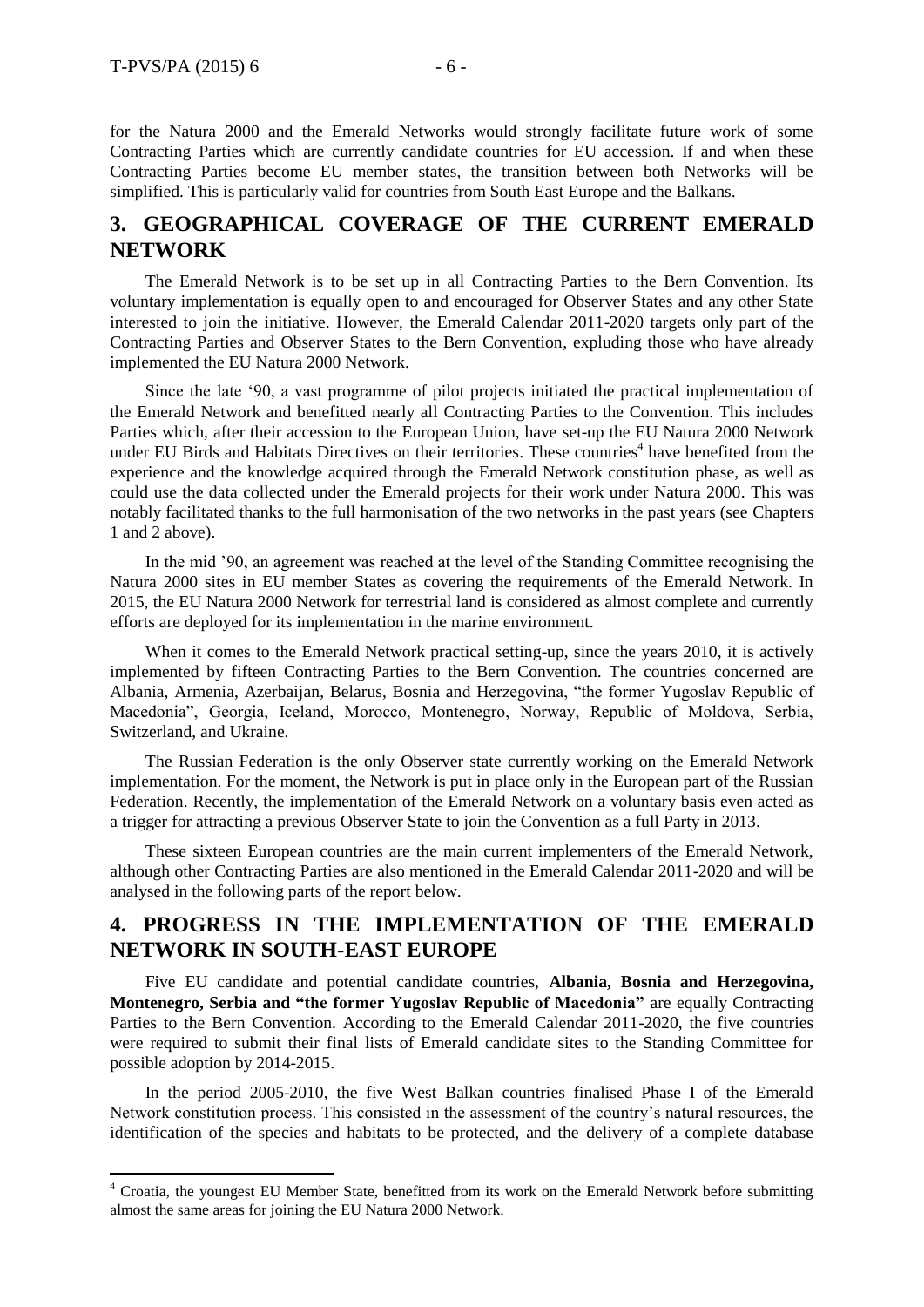for the Natura 2000 and the Emerald Networks would strongly facilitate future work of some Contracting Parties which are currently candidate countries for EU accession. If and when these Contracting Parties become EU member states, the transition between both Networks will be simplified. This is particularly valid for countries from South East Europe and the Balkans.

# 3. GEOGRAPHICAL COVERAGE OF THE CURRENT EMERALD NETWORK

The Emerald Network is to be set up in all Contracting Parties to the Bern Convention. Its voluntary implementation is equally open to and encouraged for Observer States and any other State interested to join the initiative. However, the Emerald Calendar 2011-2020 targets only part of the Contracting Parties and Observer States to the Bern Convention, expluding those who have already implemented the EU Natura 2000 Network.

Since the late '90, a vast programme of pilot projects initiated the practical implementation of the Emerald Network and benefitted nearly all Contracting Parties to the Convention. This includes Parties which, after their accession to the European Union, have set-up the EU Natura 2000 Network under EU Birds and Habitats Directives on their territories. These countries[4] have benefited from the experience and the knowledge acquired through the Emerald Network constitution phase, as well as could use the data collected under the Emerald projects for their work under Natura 2000. This was notably facilitated thanks to the full harmonisation of the two networks in the past years (see Chapters 1 and 2 above).

In the mid '90, an agreement was reached at the level of the Standing Committee recognising the Natura 2000 sites in EU member States as covering the requirements of the Emerald Network. In 2015, the EU Natura 2000 Network for terrestrial land is considered as almost complete and currently efforts are deployed for its implementation in the marine environment.

When it comes to the Emerald Network practical setting-up, since the years 2010, it is actively implemented by fifteen Contracting Parties to the Bern Convention. The countries concerned are Albania, Armenia, Azerbaijan, Belarus, Bosnia and Herzegovina, "the former Yugoslav Republic of Macedonia", Georgia, Iceland, Morocco, Montenegro, Norway, Republic of Moldova, Serbia, Switzerland, and Ukraine.

The Russian Federation is the only Observer state currently working on the Emerald Network implementation. For the moment, the Network is put in place only in the European part of the Russian Federation. Recently, the implementation of the Emerald Network on a voluntary basis even acted as a trigger for attracting a previous Observer State to join the Convention as a full Party in 2013.

These sixteen European countries are the main current implementers of the Emerald Network, although other Contracting Parties are also mentioned in the Emerald Calendar 2011-2020 and will be analysed in the following parts of the report below.

# 4. PROGRESS IN THE IMPLEMENTATION OF THE EMERALD NETWORK IN SOUTH-EAST EUROPE

Five EU candidate and potential candidate countries, **Albania, Bosnia and Herzegovina, Montenegro, Serbia and "the former Yugoslav Republic of Macedonia"** are equally Contracting Parties to the Bern Convention. According to the Emerald Calendar 2011-2020, the five countries were required to submit their final lists of Emerald candidate sites to the Standing Committee for possible adoption by 2014-2015.

In the period 2005-2010, the five West Balkan countries finalised Phase I of the Emerald Network constitution process. This consisted in the assessment of the country's natural resources, the identification of the species and habitats to be protected, and the delivery of a complete database

[4] Croatia, the youngest EU Member State, benefitted from its work on the Emerald Network before submitting almost the same areas for joining the EU Natura 2000 Network.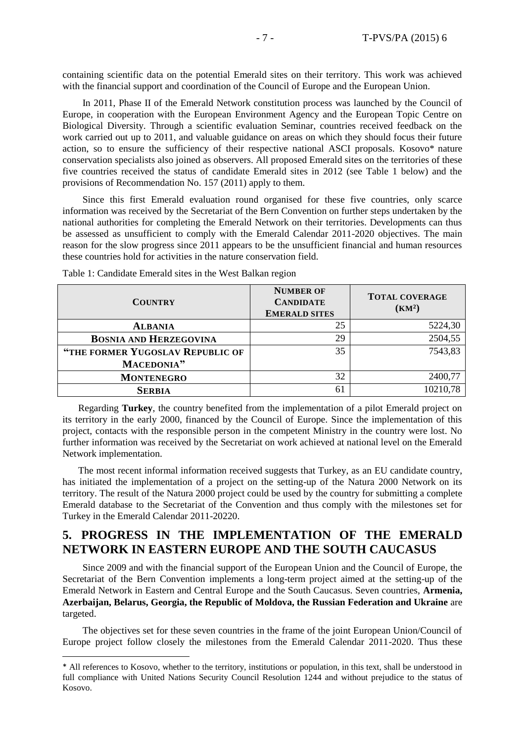containing scientific data on the potential Emerald sites on their territory. This work was achieved with the financial support and coordination of the Council of Europe and the European Union.

In 2011, Phase II of the Emerald Network constitution process was launched by the Council of Europe, in cooperation with the European Environment Agency and the European Topic Centre on Biological Diversity. Through a scientific evaluation Seminar, countries received feedback on the work carried out up to 2011, and valuable guidance on areas on which they should focus their future action, so to ensure the sufficiency of their respective national ASCI proposals. Kosovo* nature conservation specialists also joined as observers. All proposed Emerald sites on the territories of these five countries received the status of candidate Emerald sites in 2012 (see Table 1 below) and the provisions of Recommendation No. 157 (2011) apply to them.

Since this first Emerald evaluation round organised for these five countries, only scarce information was received by the Secretariat of the Bern Convention on further steps undertaken by the national authorities for completing the Emerald Network on their territories. Developments can thus be assessed as unsufficient to comply with the Emerald Calendar 2011-2020 objectives. The main reason for the slow progress since 2011 appears to be the unsufficient financial and human resources these countries hold for activities in the nature conservation field.

Table 1: Candidate Emerald sites in the West Balkan region

| COUNTRY | NUMBER OF CANDIDATE EMERALD SITES | TOTAL COVERAGE (KM²) |
|---|---|---|
| ALBANIA | 25 | 5224,30 |
| BOSNIA AND HERZEGOVINA | 29 | 2504,55 |
| "THE FORMER YUGOSLAV REPUBLIC OF MACEDONIA" | 35 | 7543,83 |
| MONTENEGRO | 32 | 2400,77 |
| SERBIA | 61 | 10210,78 |

Regarding **Turkey**, the country benefited from the implementation of a pilot Emerald project on its territory in the early 2000, financed by the Council of Europe. Since the implementation of this project, contacts with the responsible person in the competent Ministry in the country were lost. No further information was received by the Secretariat on work achieved at national level on the Emerald Network implementation.

The most recent informal information received suggests that Turkey, as an EU candidate country, has initiated the implementation of a project on the setting-up of the Natura 2000 Network on its territory. The result of the Natura 2000 project could be used by the country for submitting a complete Emerald database to the Secretariat of the Convention and thus comply with the milestones set for Turkey in the Emerald Calendar 2011-20220.

## 5. PROGRESS IN THE IMPLEMENTATION OF THE EMERALD NETWORK IN EASTERN EUROPE AND THE SOUTH CAUCASUS

Since 2009 and with the financial support of the European Union and the Council of Europe, the Secretariat of the Bern Convention implements a long-term project aimed at the setting-up of the Emerald Network in Eastern and Central Europe and the South Caucasus. Seven countries, **Armenia, Azerbaijan, Belarus, Georgia, the Republic of Moldova, the Russian Federation and Ukraine** are targeted.

The objectives set for these seven countries in the frame of the joint European Union/Council of Europe project follow closely the milestones from the Emerald Calendar 2011-2020. Thus these

* All references to Kosovo, whether to the territory, institutions or population, in this text, shall be understood in full compliance with United Nations Security Council Resolution 1244 and without prejudice to the status of Kosovo.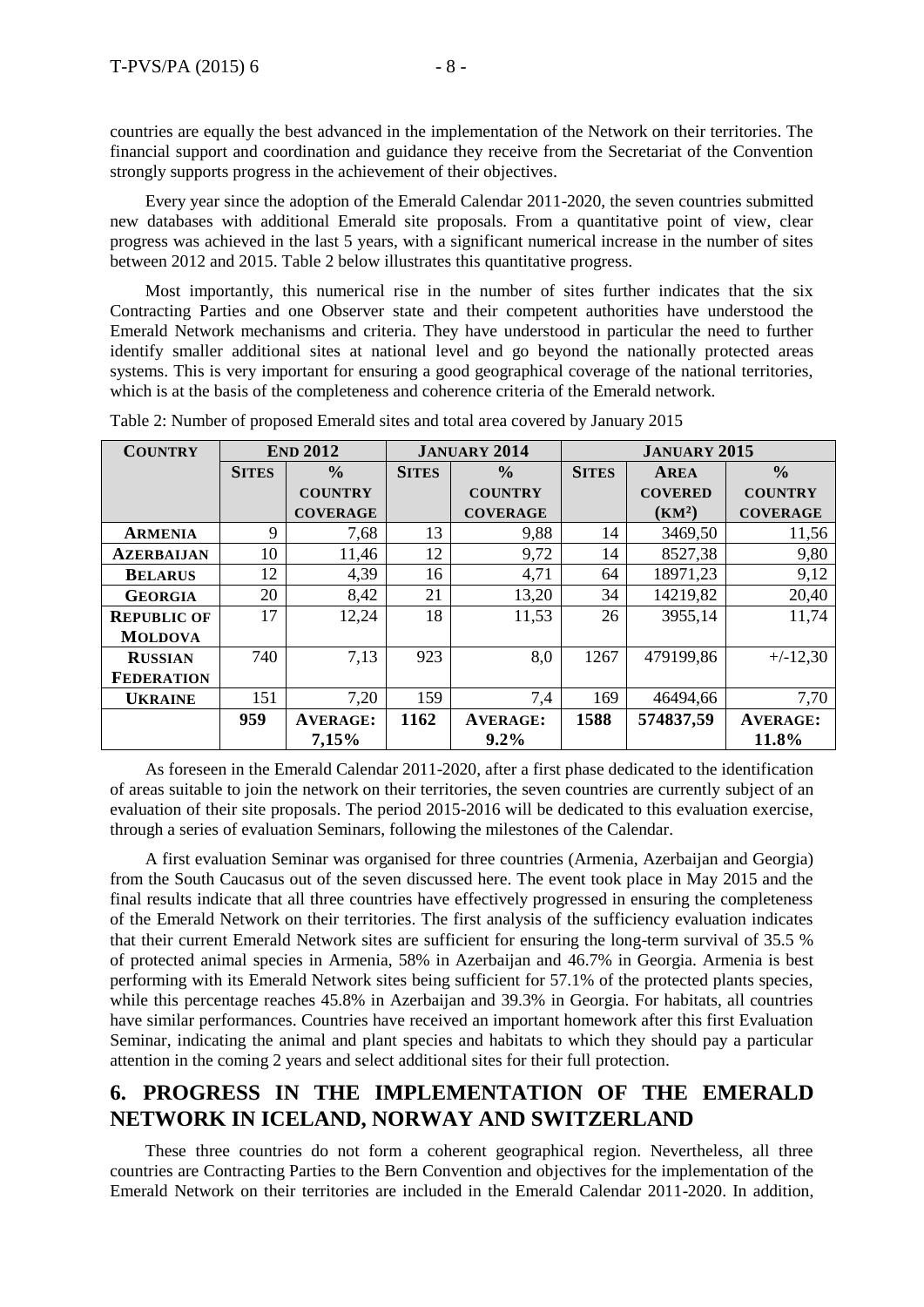countries are equally the best advanced in the implementation of the Network on their territories. The financial support and coordination and guidance they receive from the Secretariat of the Convention strongly supports progress in the achievement of their objectives.

Every year since the adoption of the Emerald Calendar 2011-2020, the seven countries submitted new databases with additional Emerald site proposals. From a quantitative point of view, clear progress was achieved in the last 5 years, with a significant numerical increase in the number of sites between 2012 and 2015. Table 2 below illustrates this quantitative progress.

Most importantly, this numerical rise in the number of sites further indicates that the six Contracting Parties and one Observer state and their competent authorities have understood the Emerald Network mechanisms and criteria. They have understood in particular the need to further identify smaller additional sites at national level and go beyond the nationally protected areas systems. This is very important for ensuring a good geographical coverage of the national territories, which is at the basis of the completeness and coherence criteria of the Emerald network.

Table 2: Number of proposed Emerald sites and total area covered by January 2015

| COUNTRY | END 2012 | | JANUARY 2014 | | JANUARY 2015 | | |
|---|---|---|---|---|---|---|---|
| | SITES | % COUNTRY COVERAGE | SITES | % COUNTRY COVERAGE | SITES | AREA COVERED (KM²) | % COUNTRY COVERAGE |
| **ARMENIA** | 9 | 7,68 | 13 | 9,88 | 14 | 3469,50 | 11,56 |
| **AZERBAIJAN** | 10 | 11,46 | 12 | 9,72 | 14 | 8527,38 | 9,80 |
| **BELARUS** | 12 | 4,39 | 16 | 4,71 | 64 | 18971,23 | 9,12 |
| **GEORGIA** | 20 | 8,42 | 21 | 13,20 | 34 | 14219,82 | 20,40 |
| **REPUBLIC OF MOLDOVA** | 17 | 12,24 | 18 | 11,53 | 26 | 3955,14 | 11,74 |
| **RUSSIAN FEDERATION** | 740 | 7,13 | 923 | 8,0 | 1267 | 479199,86 | +/-12,30 |
| **UKRAINE** | 151 | 7,20 | 159 | 7,4 | 169 | 46494,66 | 7,70 |
| | **959** | **AVERAGE: 7,15%** | **1162** | **AVERAGE: 9.2%** | **1588** | **574837,59** | **AVERAGE: 11.8%** |

As foreseen in the Emerald Calendar 2011-2020, after a first phase dedicated to the identification of areas suitable to join the network on their territories, the seven countries are currently subject of an evaluation of their site proposals. The period 2015-2016 will be dedicated to this evaluation exercise, through a series of evaluation Seminars, following the milestones of the Calendar.

A first evaluation Seminar was organised for three countries (Armenia, Azerbaijan and Georgia) from the South Caucasus out of the seven discussed here. The event took place in May 2015 and the final results indicate that all three countries have effectively progressed in ensuring the completeness of the Emerald Network on their territories. The first analysis of the sufficiency evaluation indicates that their current Emerald Network sites are sufficient for ensuring the long-term survival of 35.5 % of protected animal species in Armenia, 58% in Azerbaijan and 46.7% in Georgia. Armenia is best performing with its Emerald Network sites being sufficient for 57.1% of the protected plants species, while this percentage reaches 45.8% in Azerbaijan and 39.3% in Georgia. For habitats, all countries have similar performances. Countries have received an important homework after this first Evaluation Seminar, indicating the animal and plant species and habitats to which they should pay a particular attention in the coming 2 years and select additional sites for their full protection.

## 6. PROGRESS IN THE IMPLEMENTATION OF THE EMERALD NETWORK IN ICELAND, NORWAY AND SWITZERLAND

These three countries do not form a coherent geographical region. Nevertheless, all three countries are Contracting Parties to the Bern Convention and objectives for the implementation of the Emerald Network on their territories are included in the Emerald Calendar 2011-2020. In addition,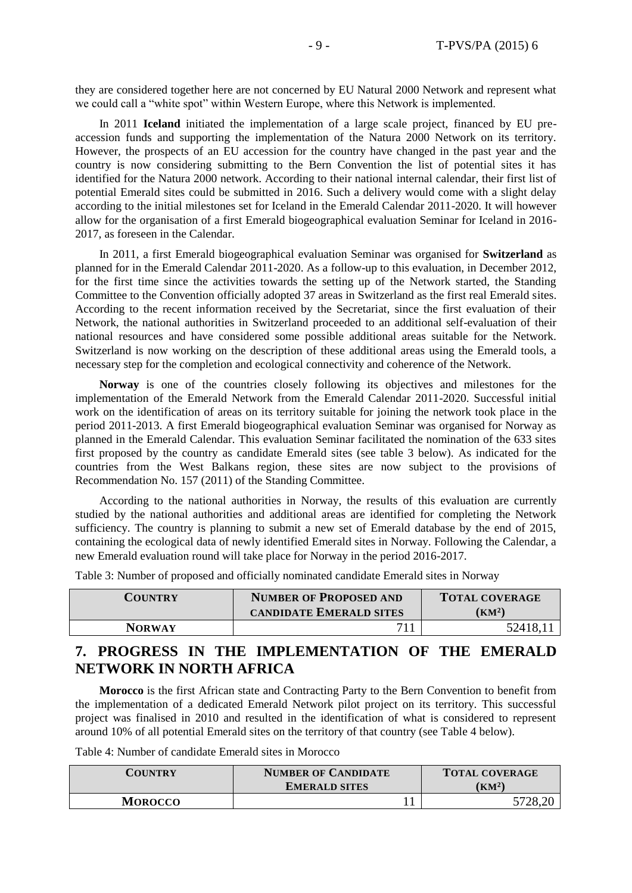they are considered together here are not concerned by EU Natural 2000 Network and represent what we could call a "white spot" within Western Europe, where this Network is implemented.

In 2011 **Iceland** initiated the implementation of a large scale project, financed by EU pre-accession funds and supporting the implementation of the Natura 2000 Network on its territory. However, the prospects of an EU accession for the country have changed in the past year and the country is now considering submitting to the Bern Convention the list of potential sites it has identified for the Natura 2000 network. According to their national internal calendar, their first list of potential Emerald sites could be submitted in 2016. Such a delivery would come with a slight delay according to the initial milestones set for Iceland in the Emerald Calendar 2011-2020. It will however allow for the organisation of a first Emerald biogeographical evaluation Seminar for Iceland in 2016-2017, as foreseen in the Calendar.

In 2011, a first Emerald biogeographical evaluation Seminar was organised for **Switzerland** as planned for in the Emerald Calendar 2011-2020. As a follow-up to this evaluation, in December 2012, for the first time since the activities towards the setting up of the Network started, the Standing Committee to the Convention officially adopted 37 areas in Switzerland as the first real Emerald sites. According to the recent information received by the Secretariat, since the first evaluation of their Network, the national authorities in Switzerland proceeded to an additional self-evaluation of their national resources and have considered some possible additional areas suitable for the Network. Switzerland is now working on the description of these additional areas using the Emerald tools, a necessary step for the completion and ecological connectivity and coherence of the Network.

**Norway** is one of the countries closely following its objectives and milestones for the implementation of the Emerald Network from the Emerald Calendar 2011-2020. Successful initial work on the identification of areas on its territory suitable for joining the network took place in the period 2011-2013. A first Emerald biogeographical evaluation Seminar was organised for Norway as planned in the Emerald Calendar. This evaluation Seminar facilitated the nomination of the 633 sites first proposed by the country as candidate Emerald sites (see table 3 below). As indicated for the countries from the West Balkans region, these sites are now subject to the provisions of Recommendation No. 157 (2011) of the Standing Committee.

According to the national authorities in Norway, the results of this evaluation are currently studied by the national authorities and additional areas are identified for completing the Network sufficiency. The country is planning to submit a new set of Emerald database by the end of 2015, containing the ecological data of newly identified Emerald sites in Norway. Following the Calendar, a new Emerald evaluation round will take place for Norway in the period 2016-2017.

Table 3: Number of proposed and officially nominated candidate Emerald sites in Norway

| COUNTRY | NUMBER OF PROPOSED AND CANDIDATE EMERALD SITES | TOTAL COVERAGE (KM²) |
|---|---|---|
| NORWAY | 711 | 52418,11 |

## 7. PROGRESS IN THE IMPLEMENTATION OF THE EMERALD NETWORK IN NORTH AFRICA

**Morocco** is the first African state and Contracting Party to the Bern Convention to benefit from the implementation of a dedicated Emerald Network pilot project on its territory. This successful project was finalised in 2010 and resulted in the identification of what is considered to represent around 10% of all potential Emerald sites on the territory of that country (see Table 4 below).

Table 4: Number of candidate Emerald sites in Morocco

| COUNTRY | NUMBER OF CANDIDATE EMERALD SITES | TOTAL COVERAGE (KM²) |
|---|---|---|
| MOROCCO | 11 | 5728,20 |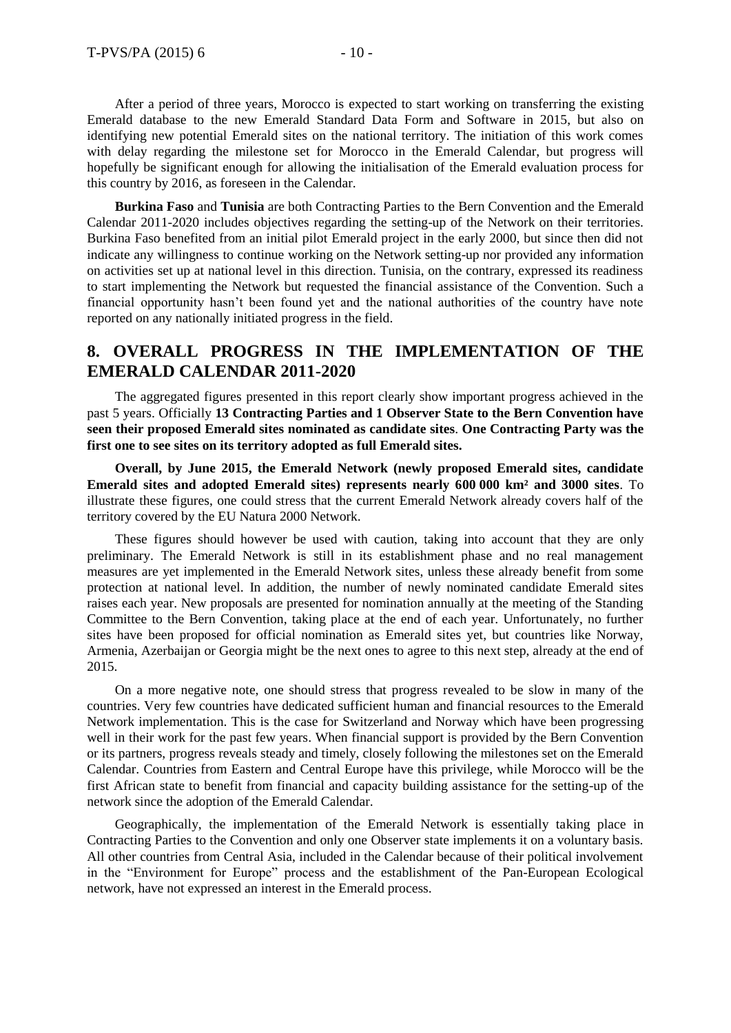After a period of three years, Morocco is expected to start working on transferring the existing Emerald database to the new Emerald Standard Data Form and Software in 2015, but also on identifying new potential Emerald sites on the national territory. The initiation of this work comes with delay regarding the milestone set for Morocco in the Emerald Calendar, but progress will hopefully be significant enough for allowing the initialisation of the Emerald evaluation process for this country by 2016, as foreseen in the Calendar.

**Burkina Faso** and **Tunisia** are both Contracting Parties to the Bern Convention and the Emerald Calendar 2011-2020 includes objectives regarding the setting-up of the Network on their territories. Burkina Faso benefited from an initial pilot Emerald project in the early 2000, but since then did not indicate any willingness to continue working on the Network setting-up nor provided any information on activities set up at national level in this direction. Tunisia, on the contrary, expressed its readiness to start implementing the Network but requested the financial assistance of the Convention. Such a financial opportunity hasn't been found yet and the national authorities of the country have note reported on any nationally initiated progress in the field.

## 8. OVERALL PROGRESS IN THE IMPLEMENTATION OF THE EMERALD CALENDAR 2011-2020

The aggregated figures presented in this report clearly show important progress achieved in the past 5 years. Officially **13 Contracting Parties and 1 Observer State to the Bern Convention have seen their proposed Emerald sites nominated as candidate sites**. **One Contracting Party was the first one to see sites on its territory adopted as full Emerald sites.**

**Overall, by June 2015, the Emerald Network (newly proposed Emerald sites, candidate Emerald sites and adopted Emerald sites) represents nearly 600 000 km² and 3000 sites**. To illustrate these figures, one could stress that the current Emerald Network already covers half of the territory covered by the EU Natura 2000 Network.

These figures should however be used with caution, taking into account that they are only preliminary. The Emerald Network is still in its establishment phase and no real management measures are yet implemented in the Emerald Network sites, unless these already benefit from some protection at national level. In addition, the number of newly nominated candidate Emerald sites raises each year. New proposals are presented for nomination annually at the meeting of the Standing Committee to the Bern Convention, taking place at the end of each year. Unfortunately, no further sites have been proposed for official nomination as Emerald sites yet, but countries like Norway, Armenia, Azerbaijan or Georgia might be the next ones to agree to this next step, already at the end of 2015.

On a more negative note, one should stress that progress revealed to be slow in many of the countries. Very few countries have dedicated sufficient human and financial resources to the Emerald Network implementation. This is the case for Switzerland and Norway which have been progressing well in their work for the past few years. When financial support is provided by the Bern Convention or its partners, progress reveals steady and timely, closely following the milestones set on the Emerald Calendar. Countries from Eastern and Central Europe have this privilege, while Morocco will be the first African state to benefit from financial and capacity building assistance for the setting-up of the network since the adoption of the Emerald Calendar.

Geographically, the implementation of the Emerald Network is essentially taking place in Contracting Parties to the Convention and only one Observer state implements it on a voluntary basis. All other countries from Central Asia, included in the Calendar because of their political involvement in the "Environment for Europe" process and the establishment of the Pan-European Ecological network, have not expressed an interest in the Emerald process.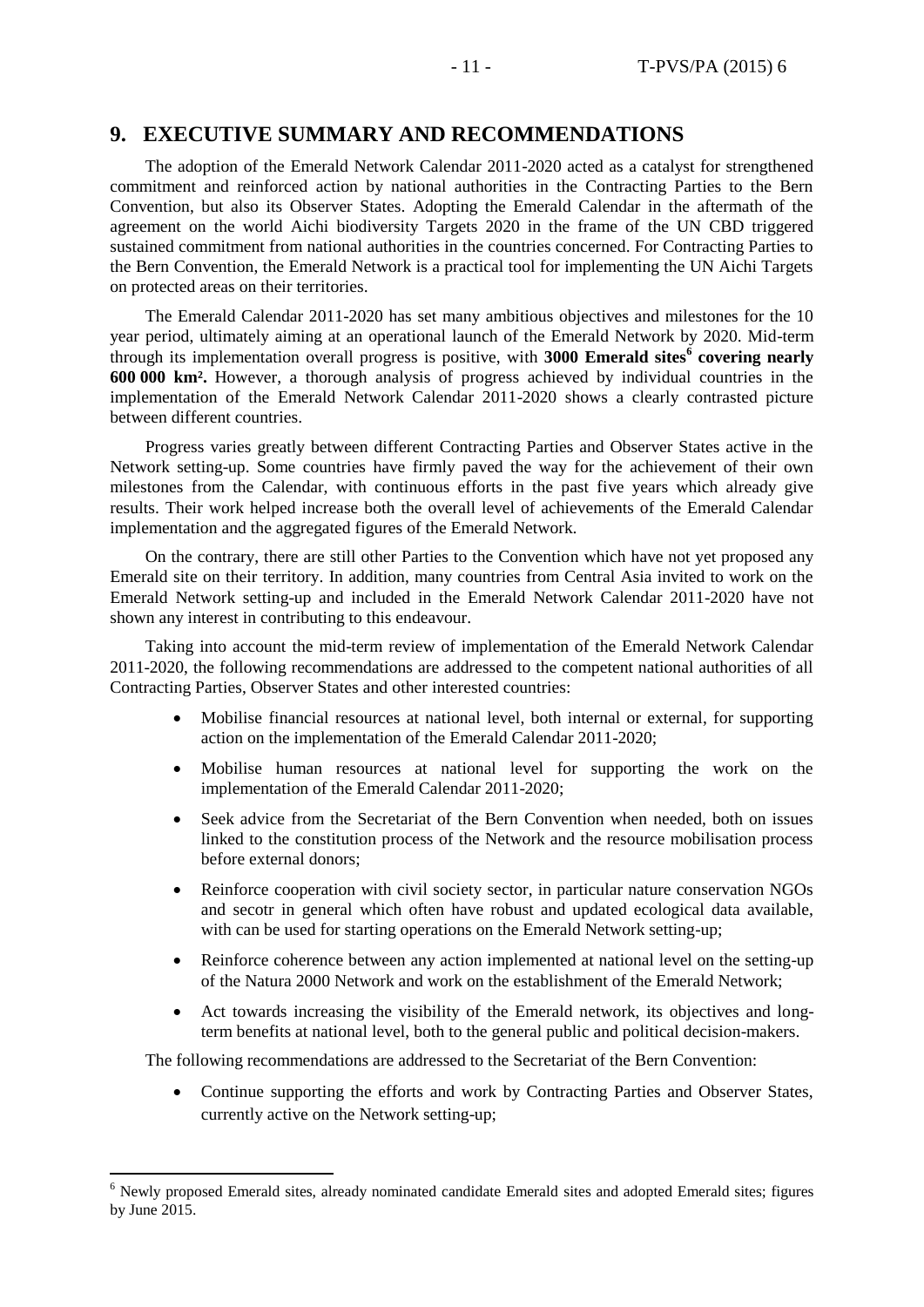## 9. EXECUTIVE SUMMARY AND RECOMMENDATIONS

The adoption of the Emerald Network Calendar 2011-2020 acted as a catalyst for strengthened commitment and reinforced action by national authorities in the Contracting Parties to the Bern Convention, but also its Observer States. Adopting the Emerald Calendar in the aftermath of the agreement on the world Aichi biodiversity Targets 2020 in the frame of the UN CBD triggered sustained commitment from national authorities in the countries concerned. For Contracting Parties to the Bern Convention, the Emerald Network is a practical tool for implementing the UN Aichi Targets on protected areas on their territories.

The Emerald Calendar 2011-2020 has set many ambitious objectives and milestones for the 10 year period, ultimately aiming at an operational launch of the Emerald Network by 2020. Mid-term through its implementation overall progress is positive, with **3000 Emerald sites[6] covering nearly 600 000 km².** However, a thorough analysis of progress achieved by individual countries in the implementation of the Emerald Network Calendar 2011-2020 shows a clearly contrasted picture between different countries.

Progress varies greatly between different Contracting Parties and Observer States active in the Network setting-up. Some countries have firmly paved the way for the achievement of their own milestones from the Calendar, with continuous efforts in the past five years which already give results. Their work helped increase both the overall level of achievements of the Emerald Calendar implementation and the aggregated figures of the Emerald Network.

On the contrary, there are still other Parties to the Convention which have not yet proposed any Emerald site on their territory. In addition, many countries from Central Asia invited to work on the Emerald Network setting-up and included in the Emerald Network Calendar 2011-2020 have not shown any interest in contributing to this endeavour.

Taking into account the mid-term review of implementation of the Emerald Network Calendar 2011-2020, the following recommendations are addressed to the competent national authorities of all Contracting Parties, Observer States and other interested countries:

- Mobilise financial resources at national level, both internal or external, for supporting action on the implementation of the Emerald Calendar 2011-2020;
- Mobilise human resources at national level for supporting the work on the implementation of the Emerald Calendar 2011-2020;
- Seek advice from the Secretariat of the Bern Convention when needed, both on issues linked to the constitution process of the Network and the resource mobilisation process before external donors;
- Reinforce cooperation with civil society sector, in particular nature conservation NGOs and secotr in general which often have robust and updated ecological data available, with can be used for starting operations on the Emerald Network setting-up;
- Reinforce coherence between any action implemented at national level on the setting-up of the Natura 2000 Network and work on the establishment of the Emerald Network;
- Act towards increasing the visibility of the Emerald network, its objectives and long-term benefits at national level, both to the general public and political decision-makers.

The following recommendations are addressed to the Secretariat of the Bern Convention:

- Continue supporting the efforts and work by Contracting Parties and Observer States, currently active on the Network setting-up;

[6] Newly proposed Emerald sites, already nominated candidate Emerald sites and adopted Emerald sites; figures by June 2015.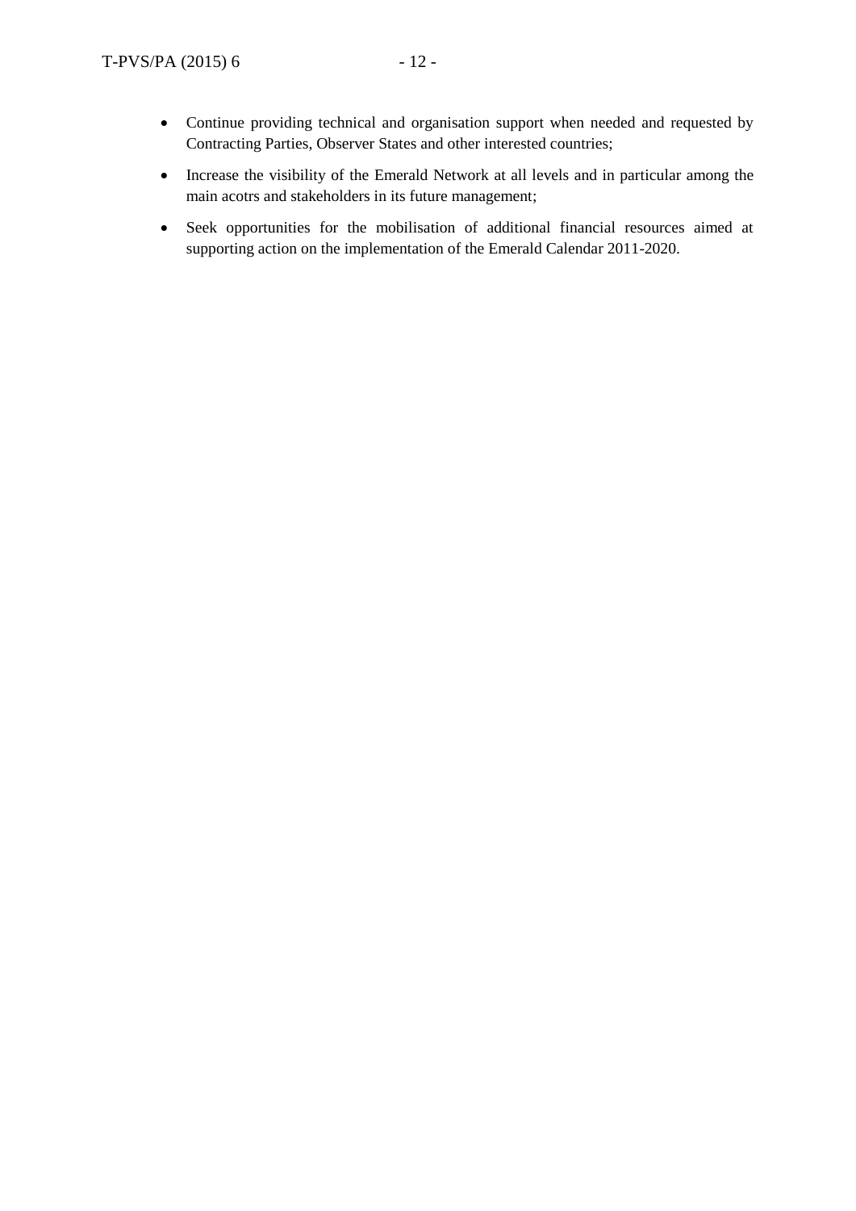- Continue providing technical and organisation support when needed and requested by Contracting Parties, Observer States and other interested countries;
- Increase the visibility of the Emerald Network at all levels and in particular among the main acotrs and stakeholders in its future management;
- Seek opportunities for the mobilisation of additional financial resources aimed at supporting action on the implementation of the Emerald Calendar 2011-2020.